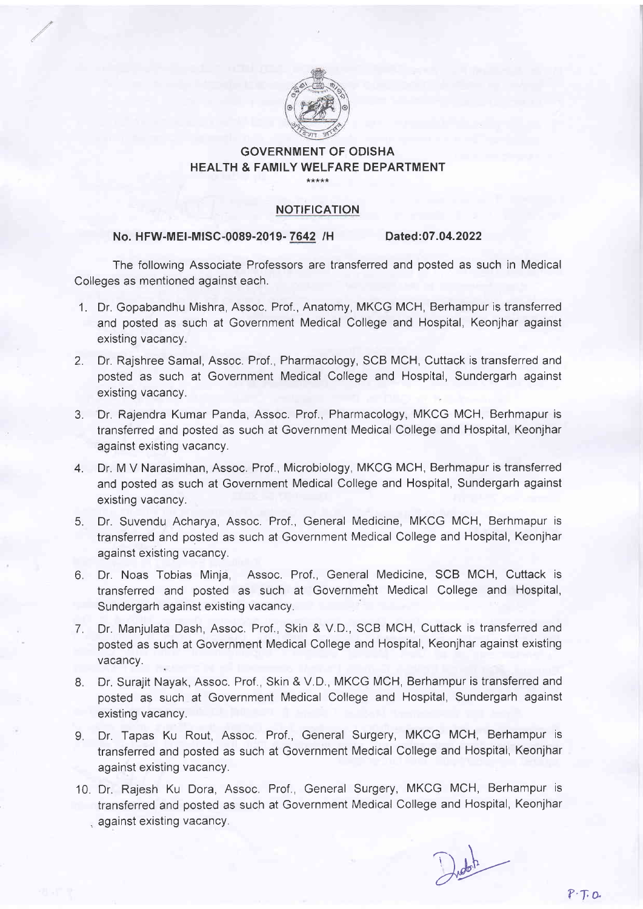**GOVERNMENT OF ODISHA**
**HEALTH & FAMILY WELFARE DEPARTMENT**

\*\*\*\*\*

**NOTIFICATION**

**No. HFW-MEI-MISC-0089-2019- 7642 /H** **Dated:07.04.2022**

The following Associate Professors are transferred and posted as such in Medical Colleges as mentioned against each.

1. Dr. Gopabandhu Mishra, Assoc. Prof., Anatomy, MKCG MCH, Berhampur is transferred and posted as such at Government Medical College and Hospital, Keonjhar against existing vacancy.
2. Dr. Rajshree Samal, Assoc. Prof., Pharmacology, SCB MCH, Cuttack is transferred and posted as such at Government Medical College and Hospital, Sundergarh against existing vacancy.
3. Dr. Rajendra Kumar Panda, Assoc. Prof., Pharmacology, MKCG MCH, Berhmapur is transferred and posted as such at Government Medical College and Hospital, Keonjhar against existing vacancy.
4. Dr. M V Narasimhan, Assoc. Prof., Microbiology, MKCG MCH, Berhmapur is transferred and posted as such at Government Medical College and Hospital, Sundergarh against existing vacancy.
5. Dr. Suvendu Acharya, Assoc. Prof., General Medicine, MKCG MCH, Berhmapur is transferred and posted as such at Government Medical College and Hospital, Keonjhar against existing vacancy.
6. Dr. Noas Tobias Minja, Assoc. Prof., General Medicine, SCB MCH, Cuttack is transferred and posted as such at Government Medical College and Hospital, Sundergarh against existing vacancy.
7. Dr. Manjulata Dash, Assoc. Prof., Skin & V.D., SCB MCH, Cuttack is transferred and posted as such at Government Medical College and Hospital, Keonjhar against existing vacancy.
8. Dr. Surajit Nayak, Assoc. Prof., Skin & V.D., MKCG MCH, Berhampur is transferred and posted as such at Government Medical College and Hospital, Sundergarh against existing vacancy.
9. Dr. Tapas Ku Rout, Assoc. Prof., General Surgery, MKCG MCH, Berhampur is transferred and posted as such at Government Medical College and Hospital, Keonjhar against existing vacancy.
10. Dr. Rajesh Ku Dora, Assoc. Prof., General Surgery, MKCG MCH, Berhampur is transferred and posted as such at Government Medical College and Hospital, Keonjhar against existing vacancy.

P.T.O.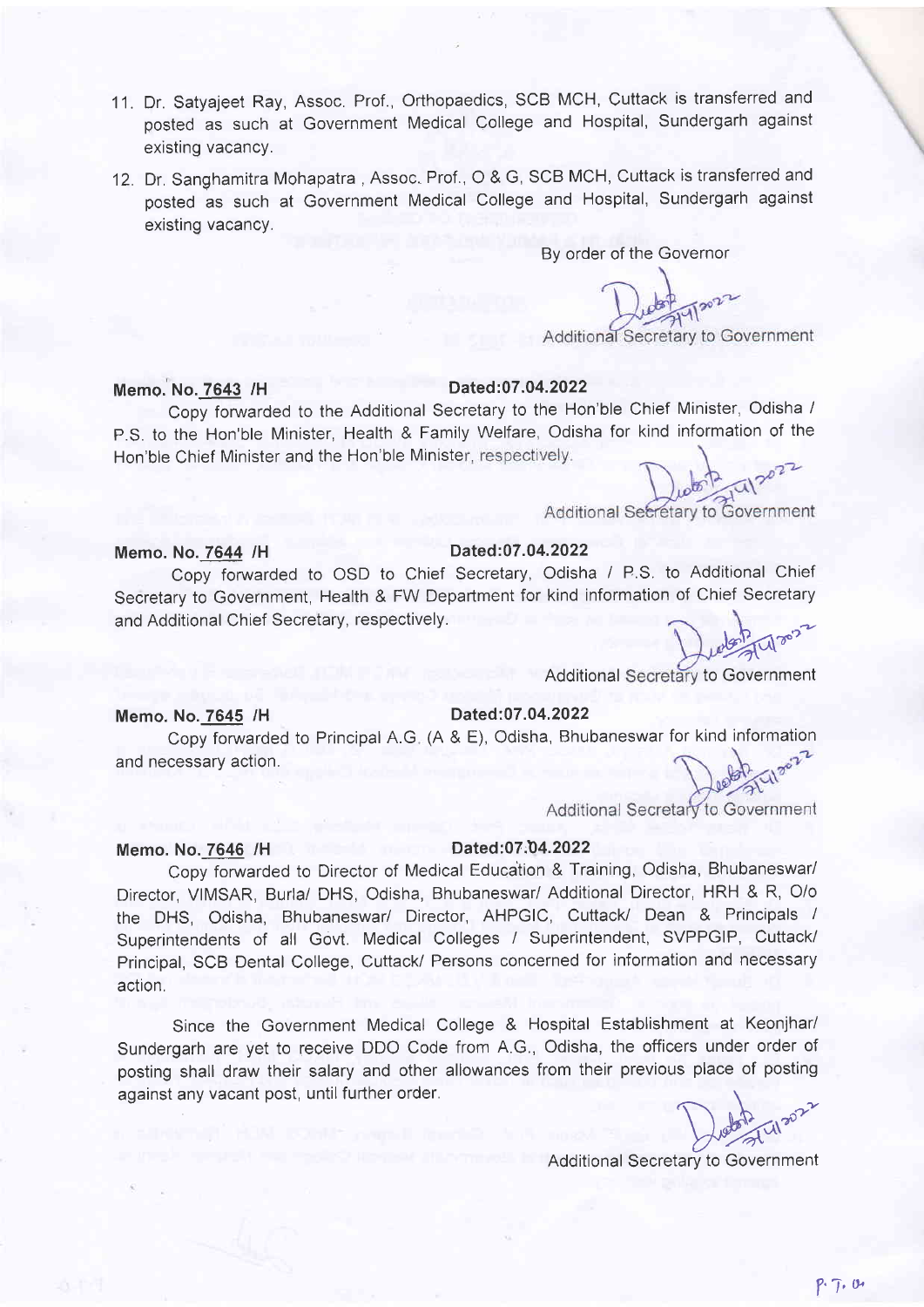11. Dr. Satyajeet Ray, Assoc. Prof., Orthopaedics, SCB MCH, Cuttack is transferred and posted as such at Government Medical College and Hospital, Sundergarh against existing vacancy.
12. Dr. Sanghamitra Mohapatra , Assoc. Prof., O & G, SCB MCH, Cuttack is transferred and posted as such at Government Medical College and Hospital, Sundergarh against existing vacancy.

By order of the Governor

Additional Secretary to Government

**Memo. No. 7643 /H** **Dated:07.04.2022**

Copy forwarded to the Additional Secretary to the Hon'ble Chief Minister, Odisha / P.S. to the Hon'ble Minister, Health & Family Welfare, Odisha for kind information of the Hon'ble Chief Minister and the Hon'ble Minister, respectively.

Additional Secretary to Government

**Memo. No. 7644 /H** **Dated:07.04.2022**

Copy forwarded to OSD to Chief Secretary, Odisha / P.S. to Additional Chief Secretary to Government, Health & FW Department for kind information of Chief Secretary and Additional Chief Secretary, respectively.

Additional Secretary to Government

**Memo. No. 7645 /H** **Dated:07.04.2022**

Copy forwarded to Principal A.G. (A & E), Odisha, Bhubaneswar for kind information and necessary action.

Additional Secretary to Government

**Memo. No. 7646 /H** **Dated:07.04.2022**

Copy forwarded to Director of Medical Education & Training, Odisha, Bhubaneswar/ Director, VIMSAR, Burla/ DHS, Odisha, Bhubaneswar/ Additional Director, HRH & R, O/o the DHS, Odisha, Bhubaneswar/ Director, AHPGIC, Cuttack/ Dean & Principals / Superintendents of all Govt. Medical Colleges / Superintendent, SVPPGIP, Cuttack/ Principal, SCB Dental College, Cuttack/ Persons concerned for information and necessary action.

Since the Government Medical College & Hospital Establishment at Keonjhar/ Sundergarh are yet to receive DDO Code from A.G., Odisha, the officers under order of posting shall draw their salary and other allowances from their previous place of posting against any vacant post, until further order.

Additional Secretary to Government

P.T.O.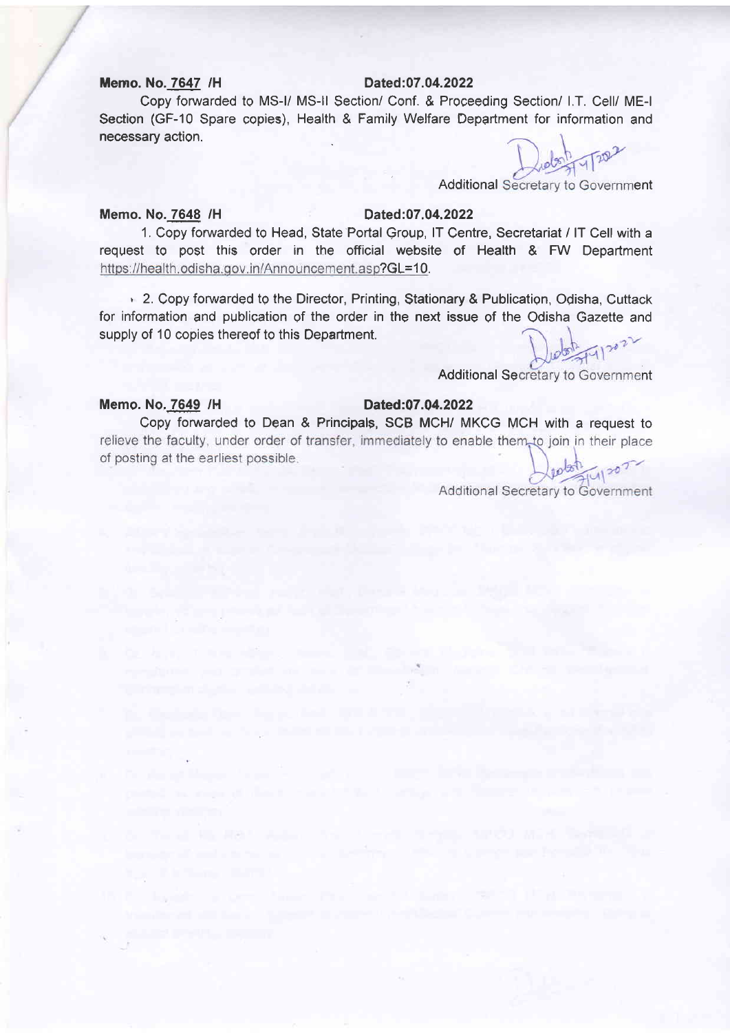**Memo. No. 7647 /H** **Dated:07.04.2022**

Copy forwarded to MS-I/ MS-II Section/ Conf. & Proceeding Section/ I.T. Cell/ ME-I Section (GF-10 Spare copies), Health & Family Welfare Department for information and necessary action.

Additional Secretary to Government

**Memo. No. 7648 /H** **Dated:07.04.2022**

1. Copy forwarded to Head, State Portal Group, IT Centre, Secretariat / IT Cell with a request to post this order in the official website of Health & FW Department https://health.odisha.gov.in/Announcement.asp?GL=10.

2. Copy forwarded to the Director, Printing, Stationary & Publication, Odisha, Cuttack for information and publication of the order in the next issue of the Odisha Gazette and supply of 10 copies thereof to this Department.

Additional Secretary to Government

**Memo. No. 7649 /H** **Dated:07.04.2022**

Copy forwarded to Dean & Principals, SCB MCH/ MKCG MCH with a request to relieve the faculty, under order of transfer, immediately to enable them to join in their place of posting at the earliest possible.

Additional Secretary to Government